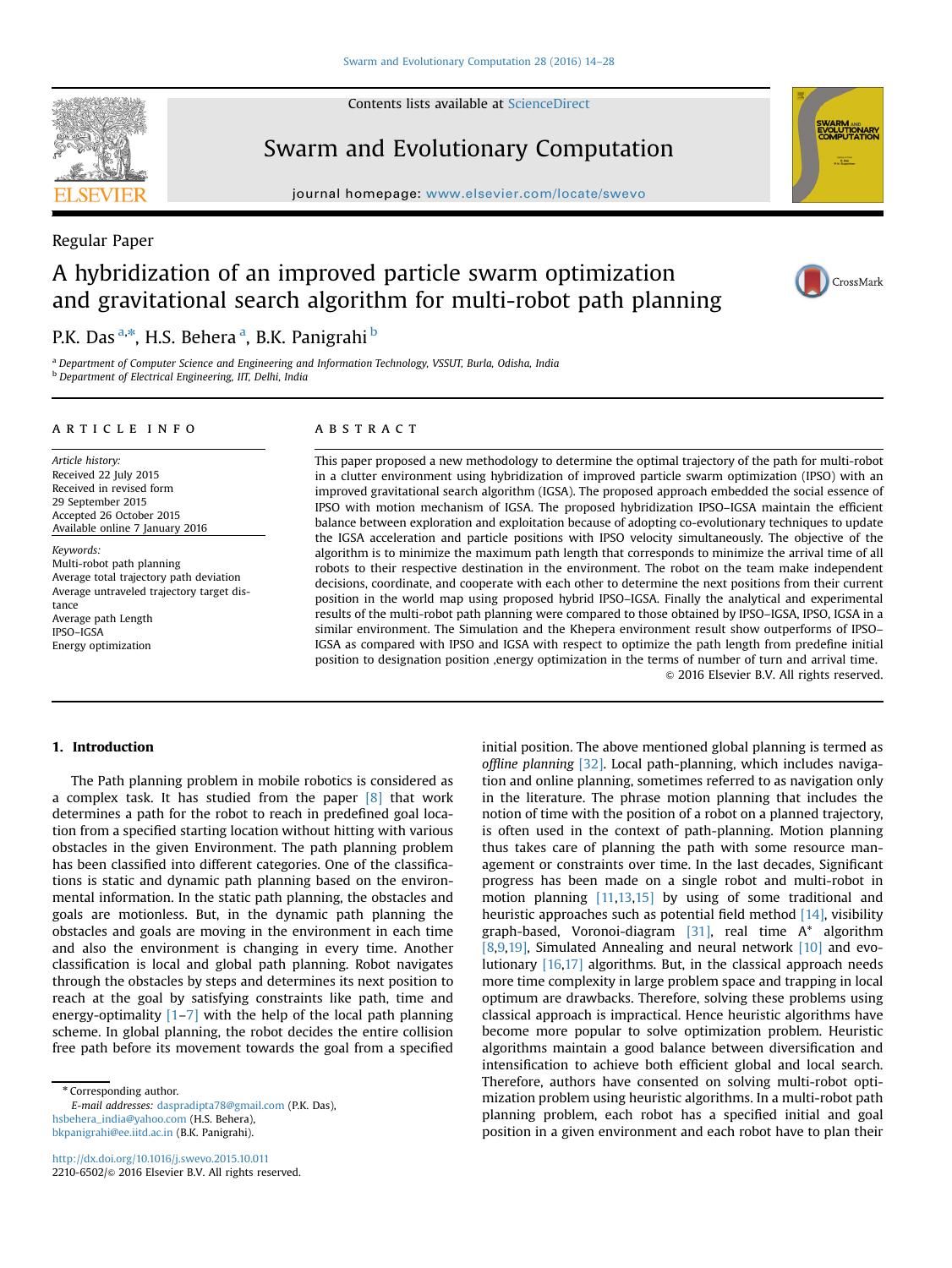Contents lists available at ScienceDirect

Swarm and Evolutionary Computation

journal homepage: www.elsevier.com/locate/swevo

Regular Paper

# A hybridization of an improved particle swarm optimization and gravitational search algorithm for multi-robot path planning

P.K. Das [a,*], H.S. Behera [a], B.K. Panigrahi [b]

[a] Department of Computer Science and Engineering and Information Technology, VSSUT, Burla, Odisha, India
[b] Department of Electrical Engineering, IIT, Delhi, India

## ARTICLE INFO

*Article history:*
Received 22 July 2015
Received in revised form
29 September 2015
Accepted 26 October 2015
Available online 7 January 2016

*Keywords:*
Multi-robot path planning
Average total trajectory path deviation
Average untraveled trajectory target distance
Average path Length
IPSO–IGSA
Energy optimization

## ABSTRACT

This paper proposed a new methodology to determine the optimal trajectory of the path for multi-robot in a clutter environment using hybridization of improved particle swarm optimization (IPSO) with an improved gravitational search algorithm (IGSA). The proposed approach embedded the social essence of IPSO with motion mechanism of IGSA. The proposed hybridization IPSO–IGSA maintain the efficient balance between exploration and exploitation because of adopting co-evolutionary techniques to update the IGSA acceleration and particle positions with IPSO velocity simultaneously. The objective of the algorithm is to minimize the maximum path length that corresponds to minimize the arrival time of all robots to their respective destination in the environment. The robot on the team make independent decisions, coordinate, and cooperate with each other to determine the next positions from their current position in the world map using proposed hybrid IPSO–IGSA. Finally the analytical and experimental results of the multi-robot path planning were compared to those obtained by IPSO–IGSA, IPSO, IGSA in a similar environment. The Simulation and the Khepera environment result show outperforms of IPSO–IGSA as compared with IPSO and IGSA with respect to optimize the path length from predefine initial position to designation position ,energy optimization in the terms of number of turn and arrival time.

© 2016 Elsevier B.V. All rights reserved.

## 1. Introduction

The Path planning problem in mobile robotics is considered as a complex task. It has studied from the paper [8] that work determines a path for the robot to reach in predefined goal location from a specified starting location without hitting with various obstacles in the given Environment. The path planning problem has been classified into different categories. One of the classifications is static and dynamic path planning based on the environmental information. In the static path planning, the obstacles and goals are motionless. But, in the dynamic path planning the obstacles and goals are moving in the environment in each time and also the environment is changing in every time. Another classification is local and global path planning. Robot navigates through the obstacles by steps and determines its next position to reach at the goal by satisfying constraints like path, time and energy-optimality [1–7] with the help of the local path planning scheme. In global planning, the robot decides the entire collision free path before its movement towards the goal from a specified initial position. The above mentioned global planning is termed as *offline planning* [32]. Local path-planning, which includes navigation and online planning, sometimes referred to as navigation only in the literature. The phrase motion planning that includes the notion of time with the position of a robot on a planned trajectory, is often used in the context of path-planning. Motion planning thus takes care of planning the path with some resource management or constraints over time. In the last decades, Significant progress has been made on a single robot and multi-robot in motion planning [11,13,15] by using of some traditional and heuristic approaches such as potential field method [14], visibility graph-based, Voronoi-diagram [31], real time A* algorithm [8,9,19], Simulated Annealing and neural network [10] and evolutionary [16,17] algorithms. But, in the classical approach needs more time complexity in large problem space and trapping in local optimum are drawbacks. Therefore, solving these problems using classical approach is impractical. Hence heuristic algorithms have become more popular to solve optimization problem. Heuristic algorithms maintain a good balance between diversification and intensification to achieve both efficient global and local search. Therefore, authors have consented on solving multi-robot optimization problem using heuristic algorithms. In a multi-robot path planning problem, each robot has a specified initial and goal position in a given environment and each robot have to plan their

* Corresponding author.
*E-mail addresses:* daspradipta78@gmail.com (P.K. Das), hsbehera_india@yahoo.com (H.S. Behera), bkpanigrahi@ee.iitd.ac.in (B.K. Panigrahi).

http://dx.doi.org/10.1016/j.swevo.2015.10.011
2210-6502/© 2016 Elsevier B.V. All rights reserved.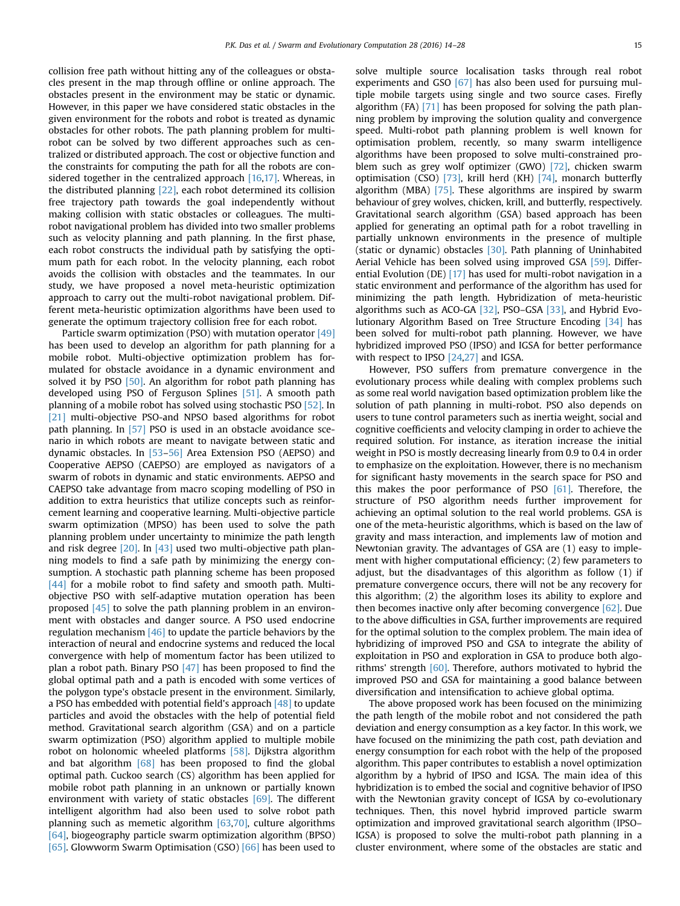collision free path without hitting any of the colleagues or obstacles present in the map through offline or online approach. The obstacles present in the environment may be static or dynamic. However, in this paper we have considered static obstacles in the given environment for the robots and robot is treated as dynamic obstacles for other robots. The path planning problem for multi-robot can be solved by two different approaches such as centralized or distributed approach. The cost or objective function and the constraints for computing the path for all the robots are considered together in the centralized approach [16,17]. Whereas, in the distributed planning [22], each robot determined its collision free trajectory path towards the goal independently without making collision with static obstacles or colleagues. The multi-robot navigational problem has divided into two smaller problems such as velocity planning and path planning. In the first phase, each robot constructs the individual path by satisfying the optimum path for each robot. In the velocity planning, each robot avoids the collision with obstacles and the teammates. In our study, we have proposed a novel meta-heuristic optimization approach to carry out the multi-robot navigational problem. Different meta-heuristic optimization algorithms have been used to generate the optimum trajectory collision free for each robot.

Particle swarm optimization (PSO) with mutation operator [49] has been used to develop an algorithm for path planning for a mobile robot. Multi-objective optimization problem has formulated for obstacle avoidance in a dynamic environment and solved it by PSO [50]. An algorithm for robot path planning has developed using PSO of Ferguson Splines [51]. A smooth path planning of a mobile robot has solved using stochastic PSO [52]. In [21] multi-objective PSO-and NPSO based algorithms for robot path planning. In [57] PSO is used in an obstacle avoidance scenario in which robots are meant to navigate between static and dynamic obstacles. In [53–56] Area Extension PSO (AEPSO) and Cooperative AEPSO (CAEPSO) are employed as navigators of a swarm of robots in dynamic and static environments. AEPSO and CAEPSO take advantage from macro scoping modelling of PSO in addition to extra heuristics that utilize concepts such as reinforcement learning and cooperative learning. Multi-objective particle swarm optimization (MPSO) has been used to solve the path planning problem under uncertainty to minimize the path length and risk degree [20]. In [43] used two multi-objective path planning models to find a safe path by minimizing the energy consumption. A stochastic path planning scheme has been proposed [44] for a mobile robot to find safety and smooth path. Multi-objective PSO with self-adaptive mutation operation has been proposed [45] to solve the path planning problem in an environment with obstacles and danger source. A PSO used endocrine regulation mechanism [46] to update the particle behaviors by the interaction of neural and endocrine systems and reduced the local convergence with help of momentum factor has been utilized to plan a robot path. Binary PSO [47] has been proposed to find the global optimal path and a path is encoded with some vertices of the polygon type's obstacle present in the environment. Similarly, a PSO has embedded with potential field's approach [48] to update particles and avoid the obstacles with the help of potential field method. Gravitational search algorithm (GSA) and on a particle swarm optimization (PSO) algorithm applied to multiple mobile robot on holonomic wheeled platforms [58]. Dijkstra algorithm and bat algorithm [68] has been proposed to find the global optimal path. Cuckoo search (CS) algorithm has been applied for mobile robot path planning in an unknown or partially known environment with variety of static obstacles [69]. The different intelligent algorithm had also been used to solve robot path planning such as memetic algorithm [63,70], culture algorithms [64], biogeography particle swarm optimization algorithm (BPSO) [65]. Glowworm Swarm Optimisation (GSO) [66] has been used to solve multiple source localisation tasks through real robot experiments and GSO [67] has also been used for pursuing multiple mobile targets using single and two source cases. Firefly algorithm (FA) [71] has been proposed for solving the path planning problem by improving the solution quality and convergence speed. Multi-robot path planning problem is well known for optimisation problem, recently, so many swarm intelligence algorithms have been proposed to solve multi-constrained problem such as grey wolf optimizer (GWO) [72], chicken swarm optimisation (CSO) [73], krill herd (KH) [74], monarch butterfly algorithm (MBA) [75]. These algorithms are inspired by swarm behaviour of grey wolves, chicken, krill, and butterfly, respectively. Gravitational search algorithm (GSA) based approach has been applied for generating an optimal path for a robot travelling in partially unknown environments in the presence of multiple (static or dynamic) obstacles [30]. Path planning of Uninhabited Aerial Vehicle has been solved using improved GSA [59]. Differential Evolution (DE) [17] has used for multi-robot navigation in a static environment and performance of the algorithm has used for minimizing the path length. Hybridization of meta-heuristic algorithms such as ACO-GA [32], PSO–GSA [33], and Hybrid Evolutionary Algorithm Based on Tree Structure Encoding [34] has been solved for multi-robot path planning. However, we have hybridized improved PSO (IPSO) and IGSA for better performance with respect to IPSO [24,27] and IGSA.

However, PSO suffers from premature convergence in the evolutionary process while dealing with complex problems such as some real world navigation based optimization problem like the solution of path planning in multi-robot. PSO also depends on users to tune control parameters such as inertia weight, social and cognitive coefficients and velocity clamping in order to achieve the required solution. For instance, as iteration increase the initial weight in PSO is mostly decreasing linearly from 0.9 to 0.4 in order to emphasize on the exploitation. However, there is no mechanism for significant hasty movements in the search space for PSO and this makes the poor performance of PSO [61]. Therefore, the structure of PSO algorithm needs further improvement for achieving an optimal solution to the real world problems. GSA is one of the meta-heuristic algorithms, which is based on the law of gravity and mass interaction, and implements law of motion and Newtonian gravity. The advantages of GSA are (1) easy to implement with higher computational efficiency; (2) few parameters to adjust, but the disadvantages of this algorithm as follow (1) if premature convergence occurs, there will not be any recovery for this algorithm; (2) the algorithm loses its ability to explore and then becomes inactive only after becoming convergence [62]. Due to the above difficulties in GSA, further improvements are required for the optimal solution to the complex problem. The main idea of hybridizing of improved PSO and GSA to integrate the ability of exploitation in PSO and exploration in GSA to produce both algorithms' strength [60]. Therefore, authors motivated to hybrid the improved PSO and GSA for maintaining a good balance between diversification and intensification to achieve global optima.

The above proposed work has been focused on the minimizing the path length of the mobile robot and not considered the path deviation and energy consumption as a key factor. In this work, we have focused on the minimizing the path cost, path deviation and energy consumption for each robot with the help of the proposed algorithm. This paper contributes to establish a novel optimization algorithm by a hybrid of IPSO and IGSA. The main idea of this hybridization is to embed the social and cognitive behavior of IPSO with the Newtonian gravity concept of IGSA by co-evolutionary techniques. Then, this novel hybrid improved particle swarm optimization and improved gravitational search algorithm (IPSO–IGSA) is proposed to solve the multi-robot path planning in a cluster environment, where some of the obstacles are static and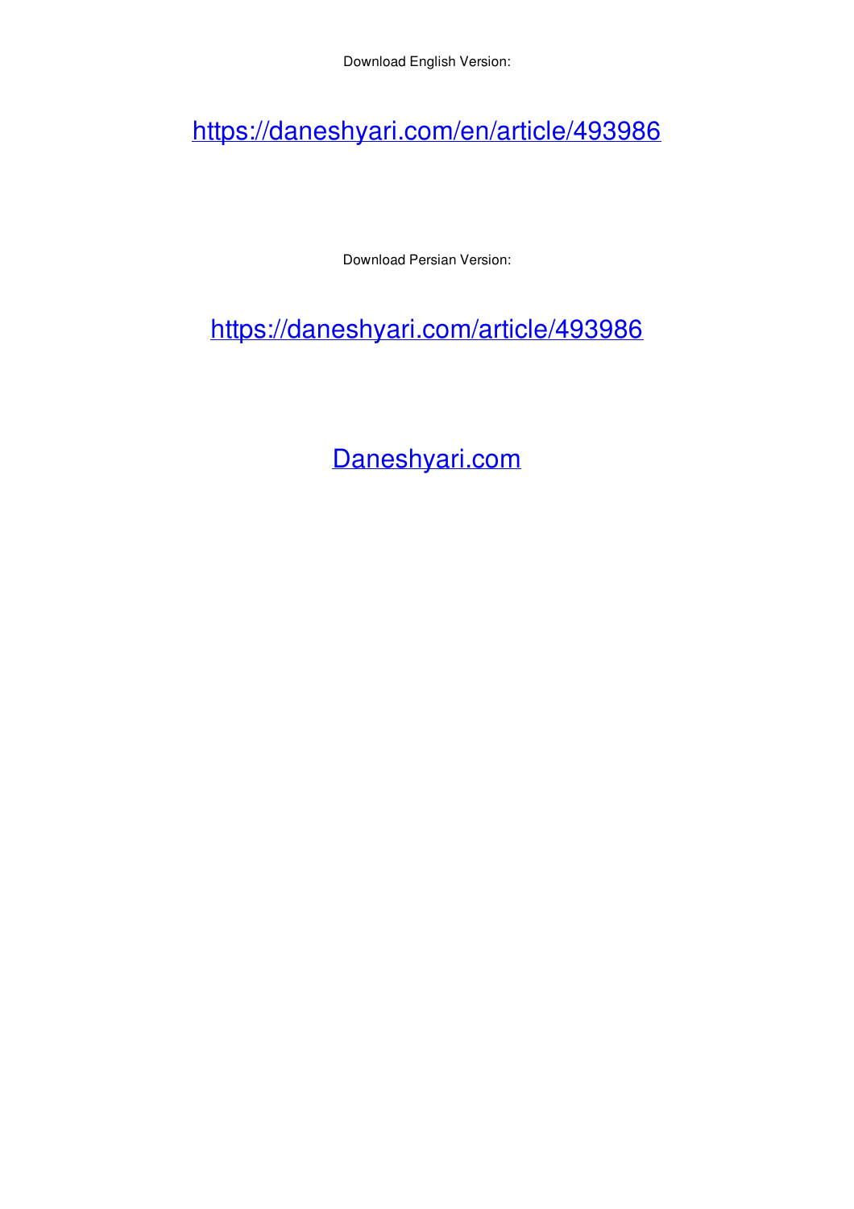Download English Version:

https://daneshyari.com/en/article/493986

Download Persian Version:

https://daneshyari.com/article/493986

Daneshyari.com